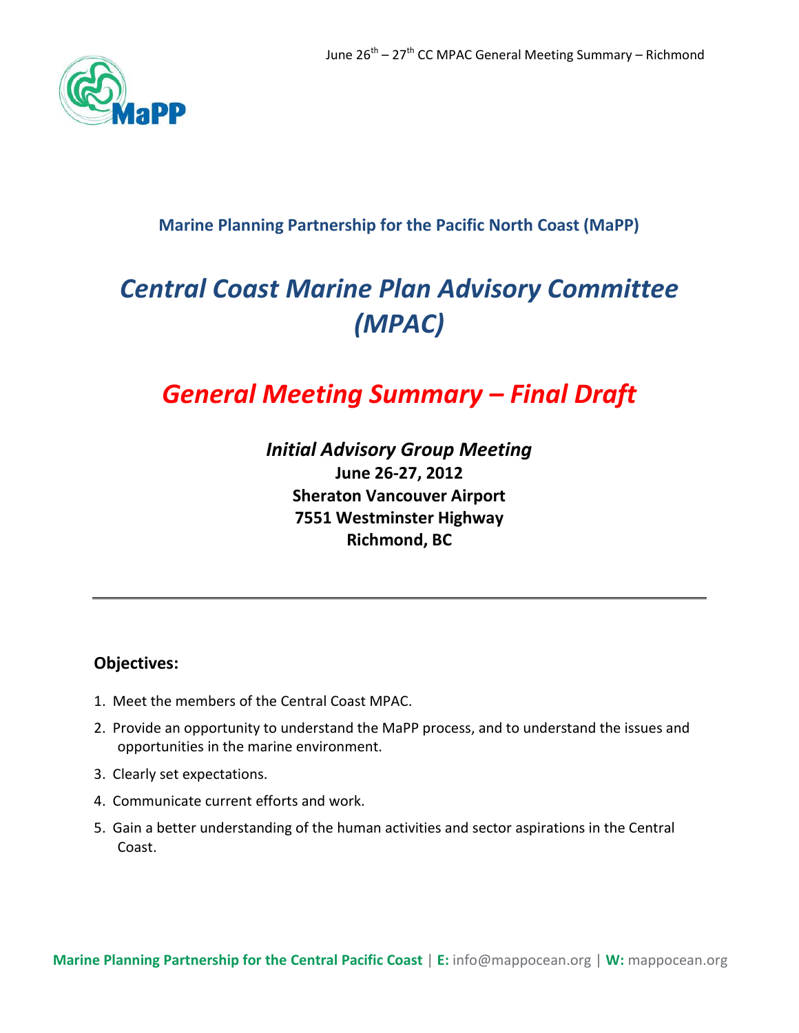**Marine Planning Partnership for the Pacific North Coast (MaPP)**

# *Central Coast Marine Plan Advisory Committee (MPAC)*

# *General Meeting Summary – Final Draft*

***Initial Advisory Group Meeting***
**June 26-27, 2012**
**Sheraton Vancouver Airport**
**7551 Westminster Highway**
**Richmond, BC**

---

## Objectives:

1. Meet the members of the Central Coast MPAC.
2. Provide an opportunity to understand the MaPP process, and to understand the issues and opportunities in the marine environment.
3. Clearly set expectations.
4. Communicate current efforts and work.
5. Gain a better understanding of the human activities and sector aspirations in the Central Coast.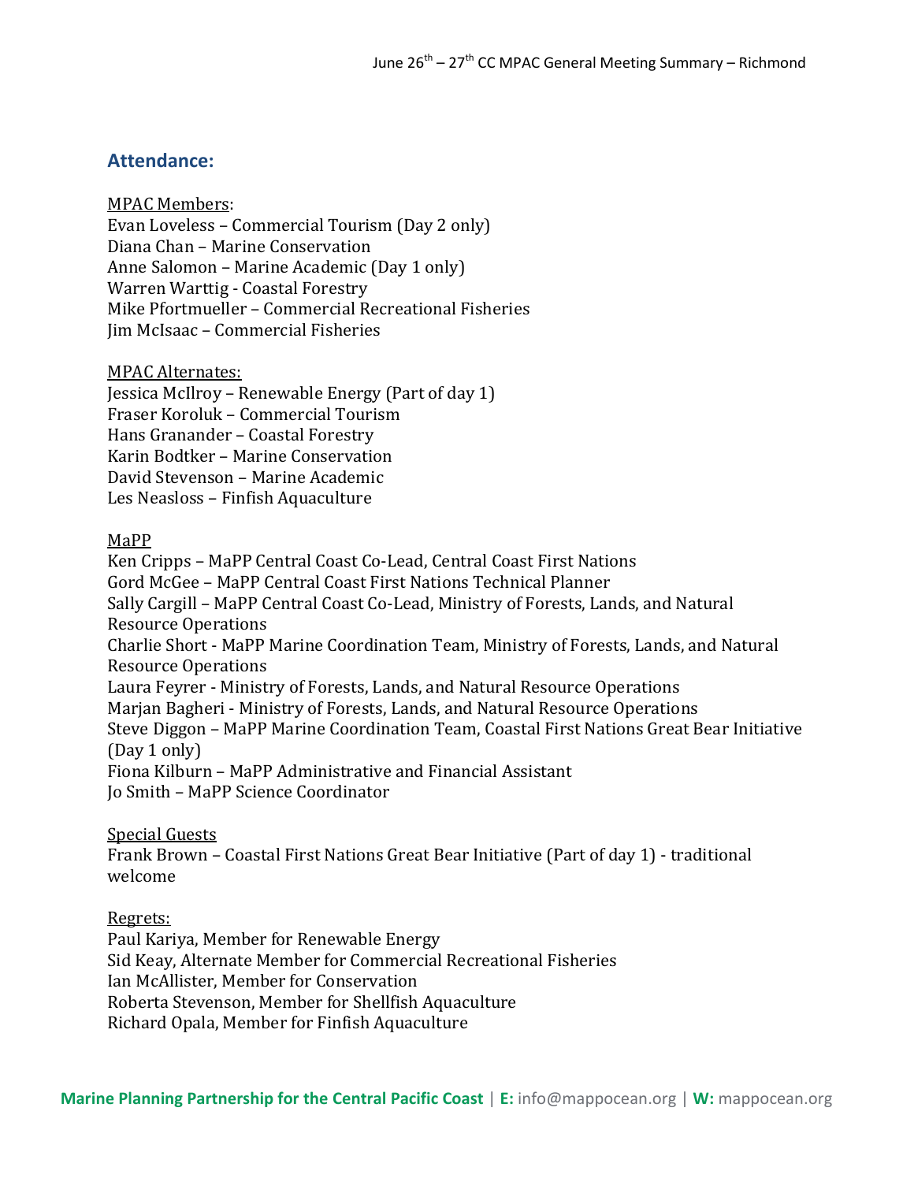## Attendance:

MPAC Members:
Evan Loveless – Commercial Tourism (Day 2 only)
Diana Chan – Marine Conservation
Anne Salomon – Marine Academic (Day 1 only)
Warren Warttig - Coastal Forestry
Mike Pfortmueller – Commercial Recreational Fisheries
Jim McIsaac – Commercial Fisheries

MPAC Alternates:
Jessica McIlroy – Renewable Energy (Part of day 1)
Fraser Koroluk – Commercial Tourism
Hans Granander – Coastal Forestry
Karin Bodtker – Marine Conservation
David Stevenson – Marine Academic
Les Neasloss – Finfish Aquaculture

MaPP
Ken Cripps – MaPP Central Coast Co-Lead, Central Coast First Nations
Gord McGee – MaPP Central Coast First Nations Technical Planner
Sally Cargill – MaPP Central Coast Co-Lead, Ministry of Forests, Lands, and Natural Resource Operations
Charlie Short - MaPP Marine Coordination Team, Ministry of Forests, Lands, and Natural Resource Operations
Laura Feyrer - Ministry of Forests, Lands, and Natural Resource Operations
Marjan Bagheri - Ministry of Forests, Lands, and Natural Resource Operations
Steve Diggon – MaPP Marine Coordination Team, Coastal First Nations Great Bear Initiative (Day 1 only)
Fiona Kilburn – MaPP Administrative and Financial Assistant
Jo Smith – MaPP Science Coordinator

Special Guests
Frank Brown – Coastal First Nations Great Bear Initiative (Part of day 1) - traditional welcome

Regrets:
Paul Kariya, Member for Renewable Energy
Sid Keay, Alternate Member for Commercial Recreational Fisheries
Ian McAllister, Member for Conservation
Roberta Stevenson, Member for Shellfish Aquaculture
Richard Opala, Member for Finfish Aquaculture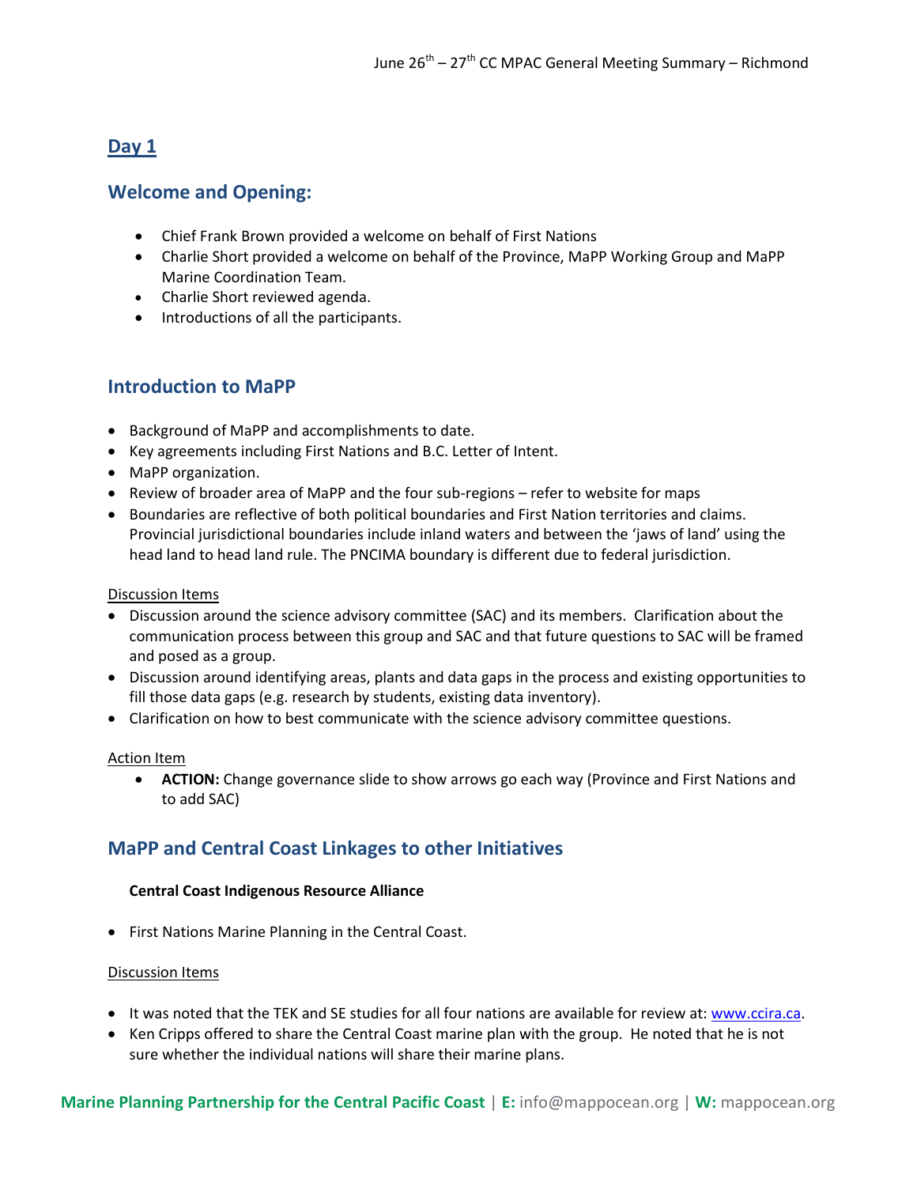## Day 1

### Welcome and Opening:

- Chief Frank Brown provided a welcome on behalf of First Nations
- Charlie Short provided a welcome on behalf of the Province, MaPP Working Group and MaPP Marine Coordination Team.
- Charlie Short reviewed agenda.
- Introductions of all the participants.

### Introduction to MaPP

- Background of MaPP and accomplishments to date.
- Key agreements including First Nations and B.C. Letter of Intent.
- MaPP organization.
- Review of broader area of MaPP and the four sub-regions – refer to website for maps
- Boundaries are reflective of both political boundaries and First Nation territories and claims. Provincial jurisdictional boundaries include inland waters and between the 'jaws of land' using the head land to head land rule. The PNCIMA boundary is different due to federal jurisdiction.

Discussion Items

- Discussion around the science advisory committee (SAC) and its members. Clarification about the communication process between this group and SAC and that future questions to SAC will be framed and posed as a group.
- Discussion around identifying areas, plants and data gaps in the process and existing opportunities to fill those data gaps (e.g. research by students, existing data inventory).
- Clarification on how to best communicate with the science advisory committee questions.

Action Item

- **ACTION:** Change governance slide to show arrows go each way (Province and First Nations and to add SAC)

### MaPP and Central Coast Linkages to other Initiatives

**Central Coast Indigenous Resource Alliance**

- First Nations Marine Planning in the Central Coast.

Discussion Items

- It was noted that the TEK and SE studies for all four nations are available for review at: www.ccira.ca.
- Ken Cripps offered to share the Central Coast marine plan with the group. He noted that he is not sure whether the individual nations will share their marine plans.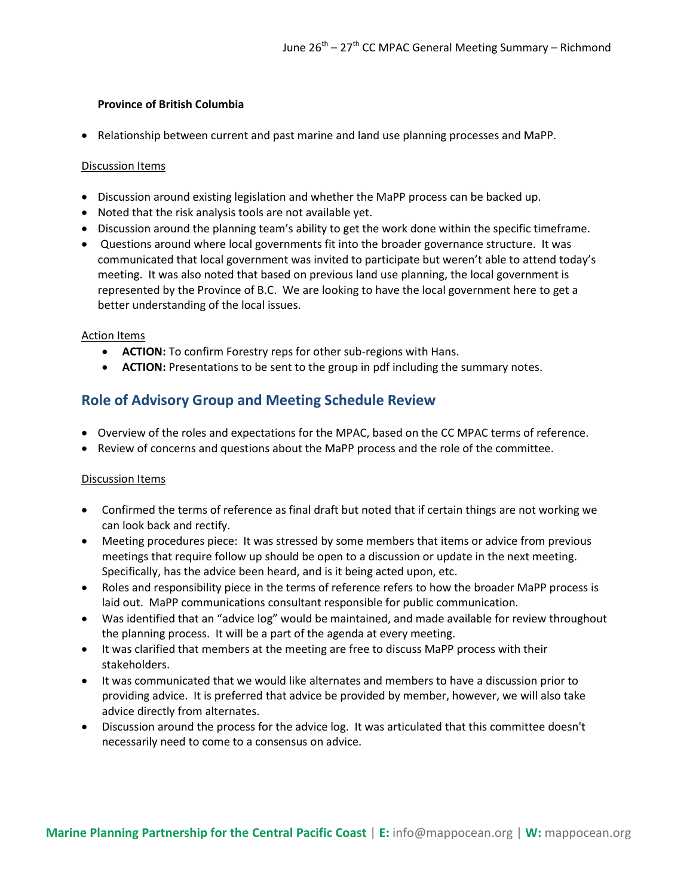**Province of British Columbia**

- Relationship between current and past marine and land use planning processes and MaPP.

Discussion Items

- Discussion around existing legislation and whether the MaPP process can be backed up.
- Noted that the risk analysis tools are not available yet.
- Discussion around the planning team's ability to get the work done within the specific timeframe.
- Questions around where local governments fit into the broader governance structure. It was communicated that local government was invited to participate but weren't able to attend today's meeting. It was also noted that based on previous land use planning, the local government is represented by the Province of B.C. We are looking to have the local government here to get a better understanding of the local issues.

Action Items

- **ACTION:** To confirm Forestry reps for other sub-regions with Hans.
- **ACTION:** Presentations to be sent to the group in pdf including the summary notes.

## Role of Advisory Group and Meeting Schedule Review

- Overview of the roles and expectations for the MPAC, based on the CC MPAC terms of reference.
- Review of concerns and questions about the MaPP process and the role of the committee.

Discussion Items

- Confirmed the terms of reference as final draft but noted that if certain things are not working we can look back and rectify.
- Meeting procedures piece: It was stressed by some members that items or advice from previous meetings that require follow up should be open to a discussion or update in the next meeting. Specifically, has the advice been heard, and is it being acted upon, etc.
- Roles and responsibility piece in the terms of reference refers to how the broader MaPP process is laid out. MaPP communications consultant responsible for public communication.
- Was identified that an "advice log" would be maintained, and made available for review throughout the planning process. It will be a part of the agenda at every meeting.
- It was clarified that members at the meeting are free to discuss MaPP process with their stakeholders.
- It was communicated that we would like alternates and members to have a discussion prior to providing advice. It is preferred that advice be provided by member, however, we will also take advice directly from alternates.
- Discussion around the process for the advice log. It was articulated that this committee doesn't necessarily need to come to a consensus on advice.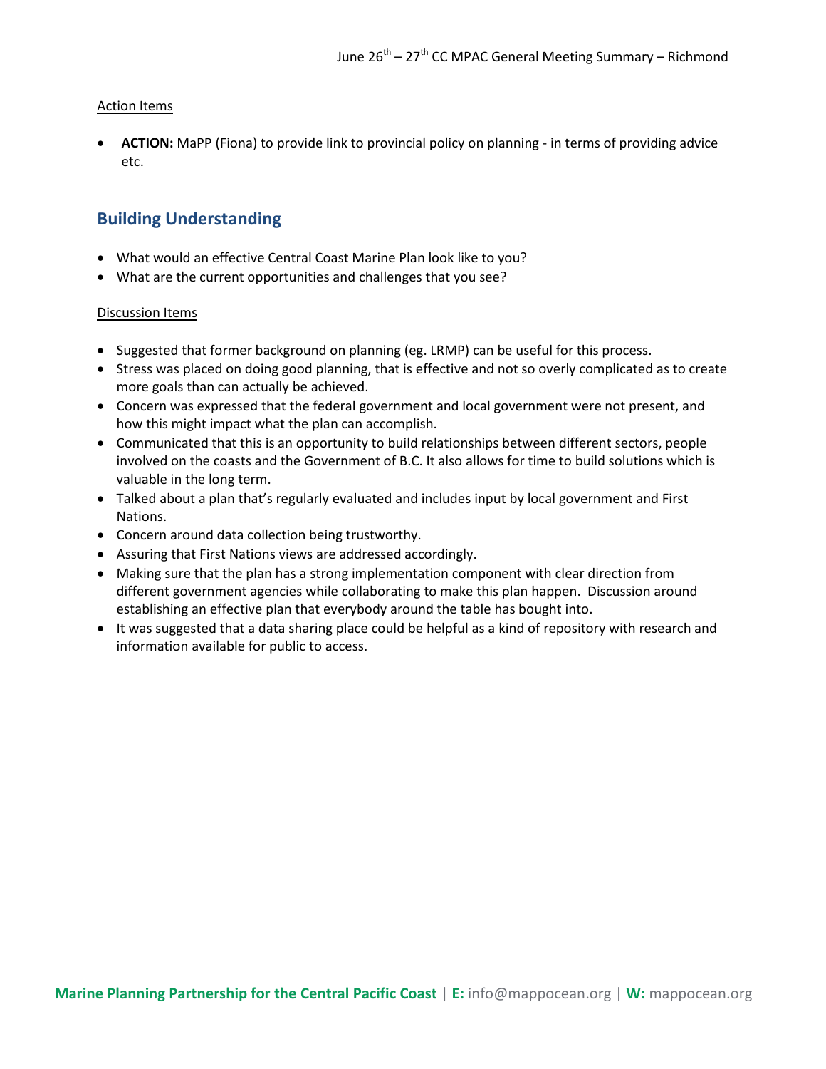Action Items

- **ACTION:** MaPP (Fiona) to provide link to provincial policy on planning - in terms of providing advice etc.

## Building Understanding

- What would an effective Central Coast Marine Plan look like to you?
- What are the current opportunities and challenges that you see?

Discussion Items

- Suggested that former background on planning (eg. LRMP) can be useful for this process.
- Stress was placed on doing good planning, that is effective and not so overly complicated as to create more goals than can actually be achieved.
- Concern was expressed that the federal government and local government were not present, and how this might impact what the plan can accomplish.
- Communicated that this is an opportunity to build relationships between different sectors, people involved on the coasts and the Government of B.C. It also allows for time to build solutions which is valuable in the long term.
- Talked about a plan that's regularly evaluated and includes input by local government and First Nations.
- Concern around data collection being trustworthy.
- Assuring that First Nations views are addressed accordingly.
- Making sure that the plan has a strong implementation component with clear direction from different government agencies while collaborating to make this plan happen. Discussion around establishing an effective plan that everybody around the table has bought into.
- It was suggested that a data sharing place could be helpful as a kind of repository with research and information available for public to access.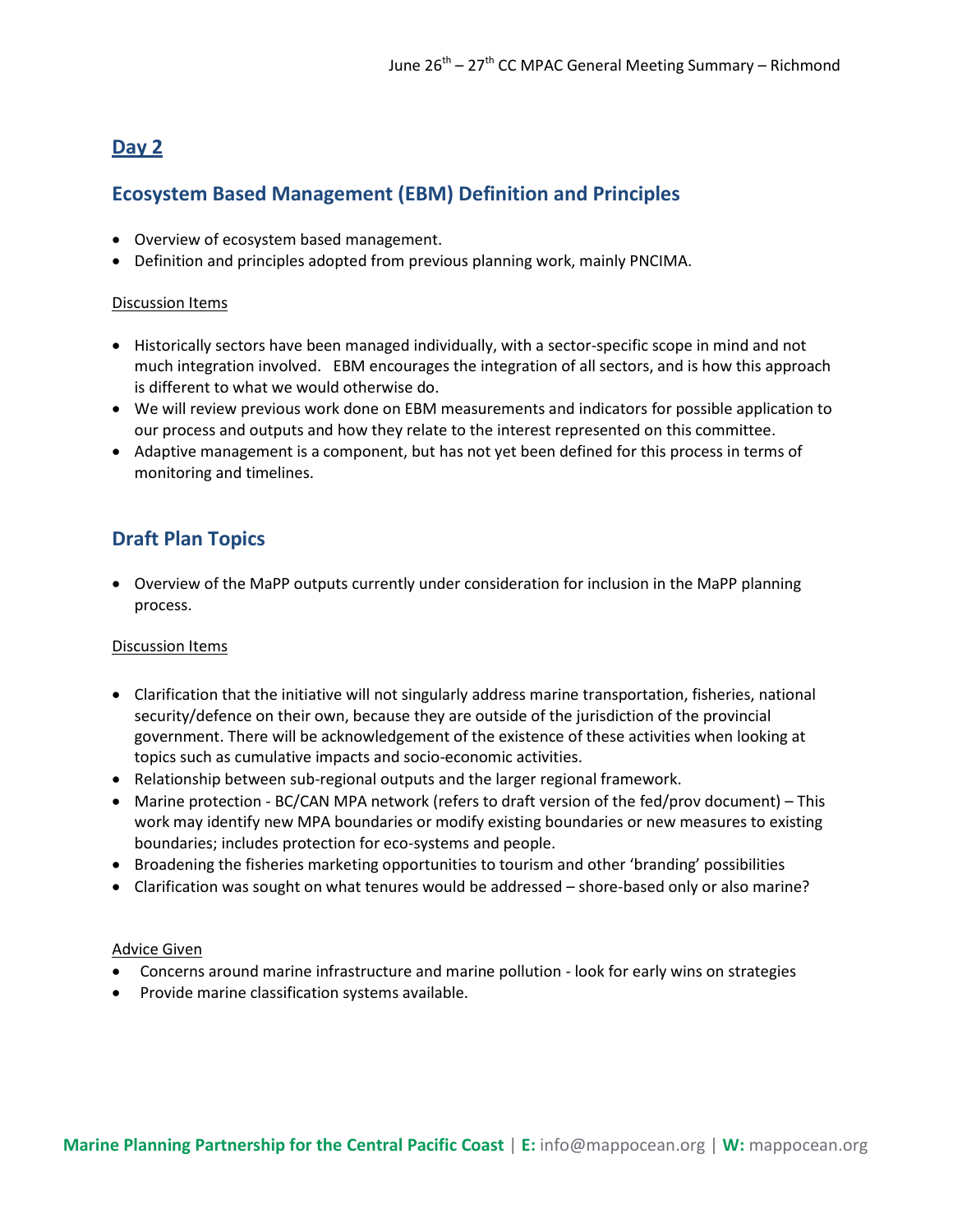## Day 2

### Ecosystem Based Management (EBM) Definition and Principles

- Overview of ecosystem based management.
- Definition and principles adopted from previous planning work, mainly PNCIMA.

Discussion Items

- Historically sectors have been managed individually, with a sector-specific scope in mind and not much integration involved. EBM encourages the integration of all sectors, and is how this approach is different to what we would otherwise do.
- We will review previous work done on EBM measurements and indicators for possible application to our process and outputs and how they relate to the interest represented on this committee.
- Adaptive management is a component, but has not yet been defined for this process in terms of monitoring and timelines.

### Draft Plan Topics

- Overview of the MaPP outputs currently under consideration for inclusion in the MaPP planning process.

Discussion Items

- Clarification that the initiative will not singularly address marine transportation, fisheries, national security/defence on their own, because they are outside of the jurisdiction of the provincial government. There will be acknowledgement of the existence of these activities when looking at topics such as cumulative impacts and socio-economic activities.
- Relationship between sub-regional outputs and the larger regional framework.
- Marine protection - BC/CAN MPA network (refers to draft version of the fed/prov document) – This work may identify new MPA boundaries or modify existing boundaries or new measures to existing boundaries; includes protection for eco-systems and people.
- Broadening the fisheries marketing opportunities to tourism and other 'branding' possibilities
- Clarification was sought on what tenures would be addressed – shore-based only or also marine?

Advice Given

- Concerns around marine infrastructure and marine pollution - look for early wins on strategies
- Provide marine classification systems available.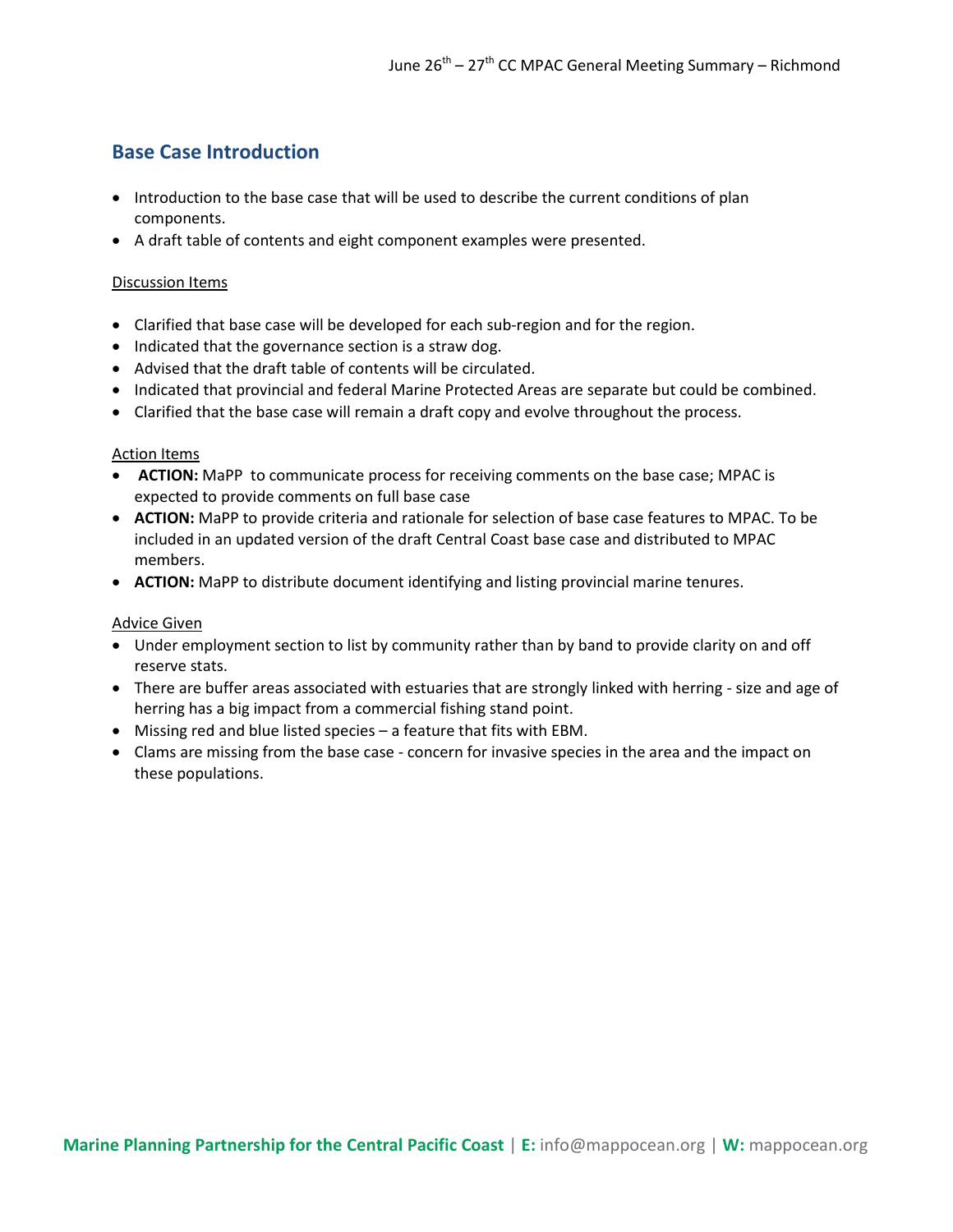## Base Case Introduction

- Introduction to the base case that will be used to describe the current conditions of plan components.
- A draft table of contents and eight component examples were presented.

Discussion Items

- Clarified that base case will be developed for each sub-region and for the region.
- Indicated that the governance section is a straw dog.
- Advised that the draft table of contents will be circulated.
- Indicated that provincial and federal Marine Protected Areas are separate but could be combined.
- Clarified that the base case will remain a draft copy and evolve throughout the process.

Action Items

- **ACTION:** MaPP to communicate process for receiving comments on the base case; MPAC is expected to provide comments on full base case
- **ACTION:** MaPP to provide criteria and rationale for selection of base case features to MPAC. To be included in an updated version of the draft Central Coast base case and distributed to MPAC members.
- **ACTION:** MaPP to distribute document identifying and listing provincial marine tenures.

Advice Given

- Under employment section to list by community rather than by band to provide clarity on and off reserve stats.
- There are buffer areas associated with estuaries that are strongly linked with herring - size and age of herring has a big impact from a commercial fishing stand point.
- Missing red and blue listed species – a feature that fits with EBM.
- Clams are missing from the base case - concern for invasive species in the area and the impact on these populations.